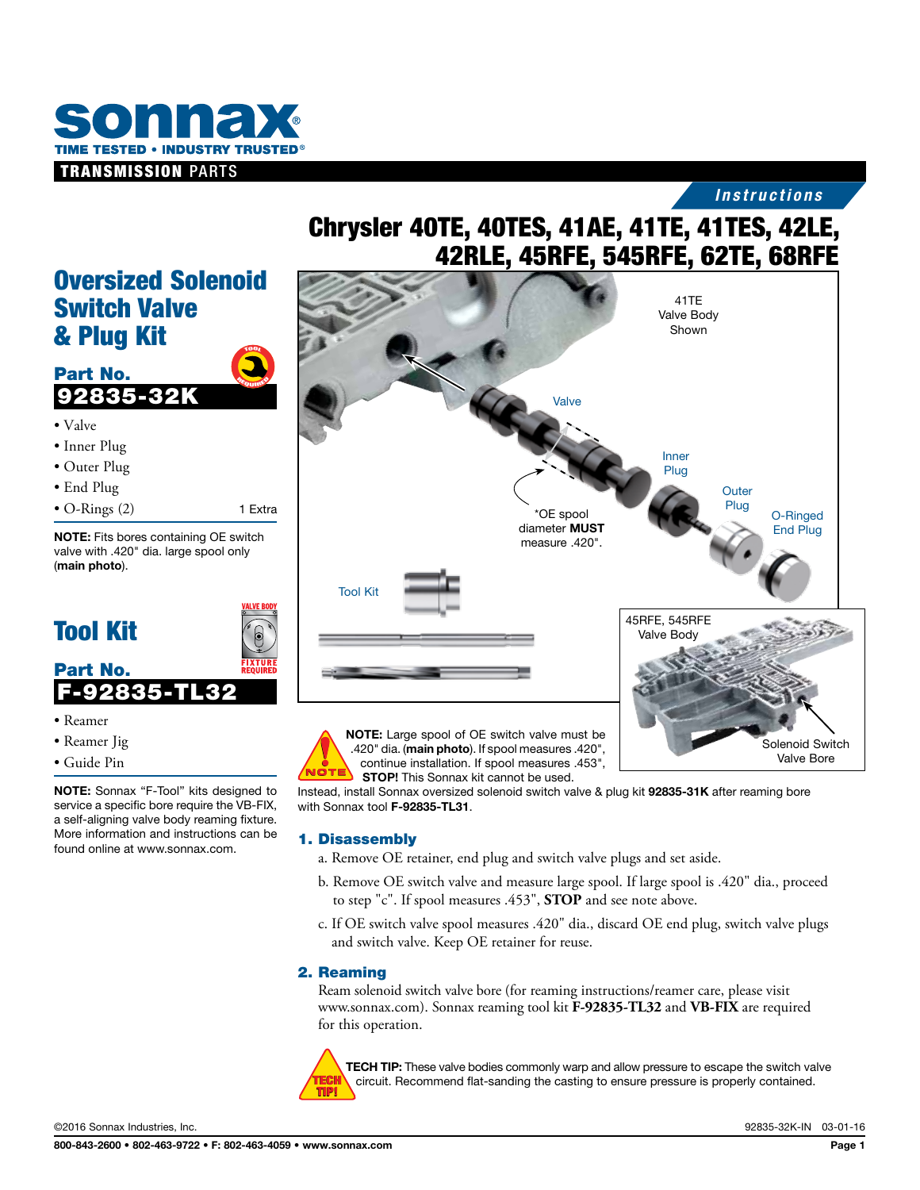sonnax®

TIME TESTED • INDUSTRY TRUSTED®

TRANSMISSION PARTS

*Instructions*

# Chrysler 40TE, 40TES, 41AE, 41TE, 41TES, 42LE, 42RLE, 45RFE, 545RFE, 62TE, 68RFE

## Oversized Solenoid Switch Valve & Plug Kit

TOOL REQUIRED

**Part No.**

**92835-32K**

- Valve
- Inner Plug
- Outer Plug
- End Plug
- O-Rings (2) 1 Extra

**NOTE:** Fits bores containing OE switch valve with .420" dia. large spool only (**main photo**).

## Tool Kit

VALVE BODY FIXTURE REQUIRED

**Part No.**

**F-92835-TL32**

- Reamer
- Reamer Jig
- Guide Pin

**NOTE:** Sonnax "F-Tool" kits designed to service a specific bore require the VB-FIX, a self-aligning valve body reaming fixture. More information and instructions can be found online at www.sonnax.com.

41TE Valve Body Shown

Valve

Inner Plug

Outer Plug

O-Ringed End Plug

*OE spool diameter **MUST** measure .420".

Tool Kit

45RFE, 545RFE Valve Body

Solenoid Switch Valve Bore

**NOTE:** Large spool of OE switch valve must be .420" dia. (**main photo**). If spool measures .420", continue installation. If spool measures .453", **STOP!** This Sonnax kit cannot be used. Instead, install Sonnax oversized solenoid switch valve & plug kit **92835-31K** after reaming bore with Sonnax tool **F-92835-TL31**.

### 1. Disassembly

a. Remove OE retainer, end plug and switch valve plugs and set aside.

b. Remove OE switch valve and measure large spool. If large spool is .420" dia., proceed to step "c". If spool measures .453", **STOP** and see note above.

c. If OE switch valve spool measures .420" dia., discard OE end plug, switch valve plugs and switch valve. Keep OE retainer for reuse.

### 2. Reaming

Ream solenoid switch valve bore (for reaming instructions/reamer care, please visit www.sonnax.com). Sonnax reaming tool kit **F-92835-TL32** and **VB-FIX** are required for this operation.

**TECH TIP:** These valve bodies commonly warp and allow pressure to escape the switch valve circuit. Recommend flat-sanding the casting to ensure pressure is properly contained.

©2016 Sonnax Industries, Inc. 92835-32K-IN 03-01-16

800-843-2600 • 802-463-9722 • F: 802-463-4059 • www.sonnax.com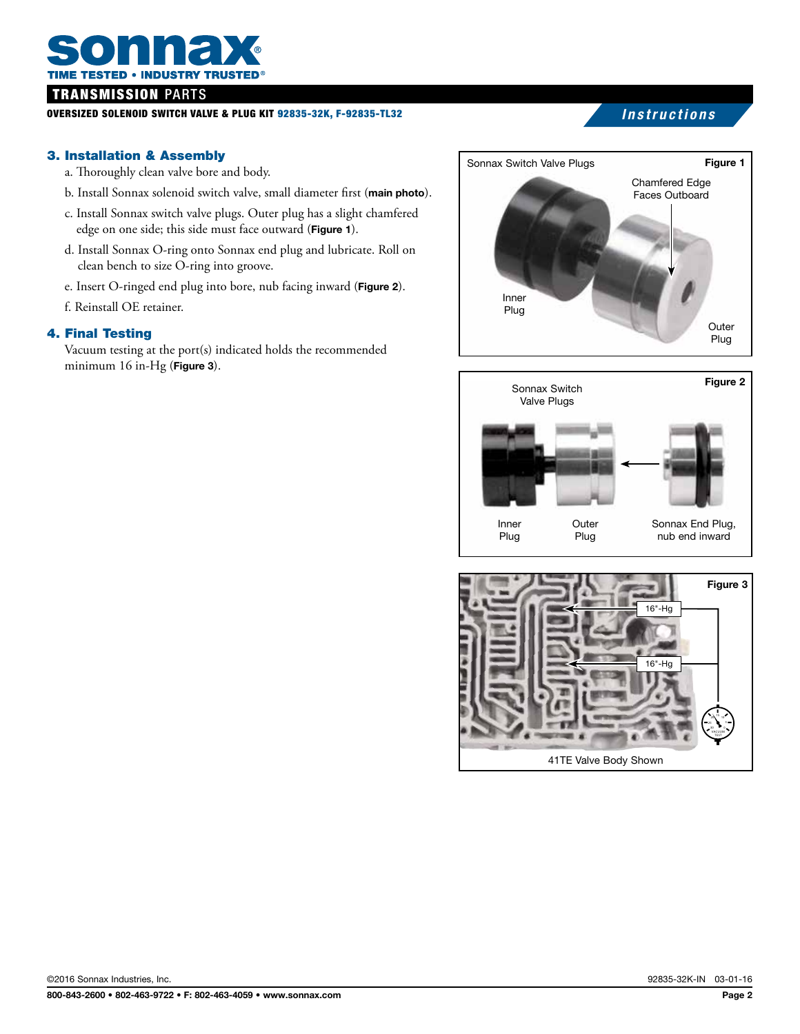## 3. Installation & Assembly

a. Thoroughly clean valve bore and body.

b. Install Sonnax solenoid switch valve, small diameter first (**main photo**).

c. Install Sonnax switch valve plugs. Outer plug has a slight chamfered edge on one side; this side must face outward (**Figure 1**).

d. Install Sonnax O-ring onto Sonnax end plug and lubricate. Roll on clean bench to size O-ring into groove.

e. Insert O-ringed end plug into bore, nub facing inward (**Figure 2**).

f. Reinstall OE retainer.

## 4. Final Testing

Vacuum testing at the port(s) indicated holds the recommended minimum 16 in-Hg (**Figure 3**).

**Figure 1**

Sonnax Switch Valve Plugs

Chamfered Edge Faces Outboard

Inner Plug

Outer Plug

**Figure 2**

Sonnax Switch Valve Plugs

Inner Plug

Outer Plug

Sonnax End Plug, nub end inward

**Figure 3**

16"-Hg

16"-Hg

41TE Valve Body Shown